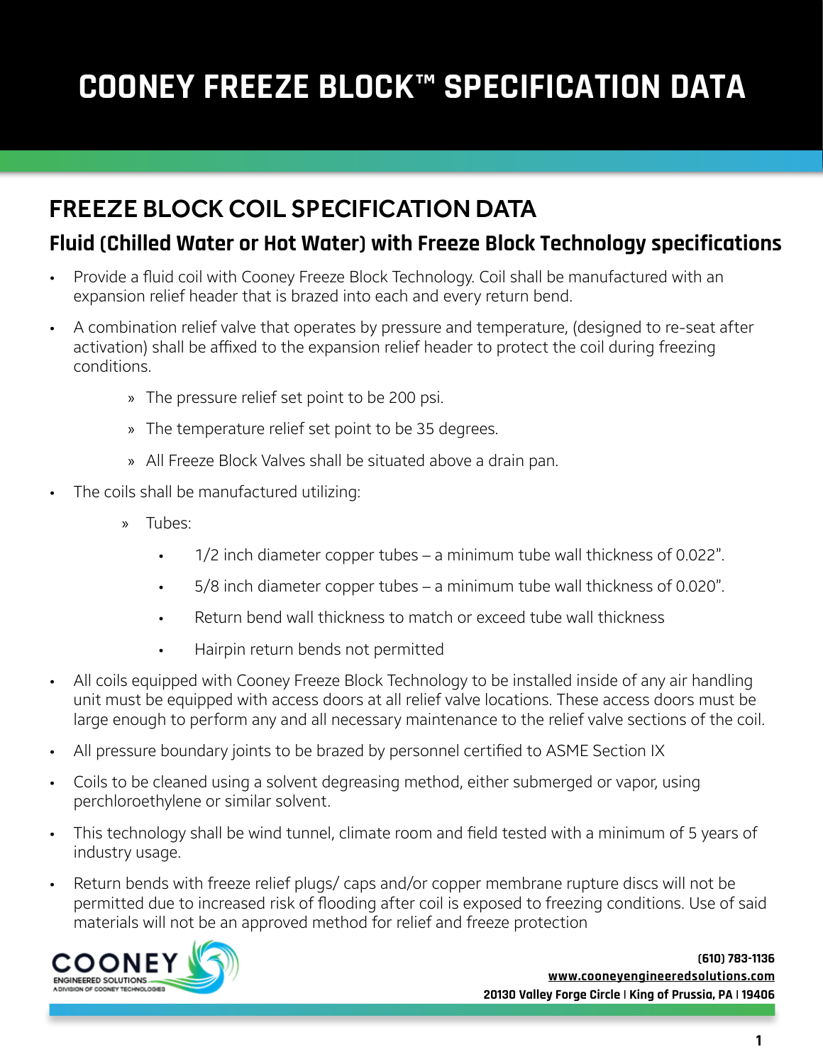# COONEY FREEZE BLOCK™ SPECIFICATION DATA

## FREEZE BLOCK COIL SPECIFICATION DATA

### Fluid (Chilled Water or Hot Water) with Freeze Block Technology specifications

- Provide a fluid coil with Cooney Freeze Block Technology. Coil shall be manufactured with an expansion relief header that is brazed into each and every return bend.
- A combination relief valve that operates by pressure and temperature, (designed to re-seat after activation) shall be affixed to the expansion relief header to protect the coil during freezing conditions.
    - The pressure relief set point to be 200 psi.
    - The temperature relief set point to be 35 degrees.
    - All Freeze Block Valves shall be situated above a drain pan.
- The coils shall be manufactured utilizing:
    - Tubes:
        - 1/2 inch diameter copper tubes – a minimum tube wall thickness of 0.022”.
        - 5/8 inch diameter copper tubes – a minimum tube wall thickness of 0.020”.
        - Return bend wall thickness to match or exceed tube wall thickness
        - Hairpin return bends not permitted
- All coils equipped with Cooney Freeze Block Technology to be installed inside of any air handling unit must be equipped with access doors at all relief valve locations. These access doors must be large enough to perform any and all necessary maintenance to the relief valve sections of the coil.
- All pressure boundary joints to be brazed by personnel certified to ASME Section IX
- Coils to be cleaned using a solvent degreasing method, either submerged or vapor, using perchloroethylene or similar solvent.
- This technology shall be wind tunnel, climate room and field tested with a minimum of 5 years of industry usage.
- Return bends with freeze relief plugs/ caps and/or copper membrane rupture discs will not be permitted due to increased risk of flooding after coil is exposed to freezing conditions. Use of said materials will not be an approved method for relief and freeze protection

COONEY ENGINEERED SOLUTIONS
A DIVISION OF COONEY TECHNOLOGIES

**(610) 783-1136**
**www.cooneyengineeredsolutions.com**
**20130 Valley Forge Circle | King of Prussia, PA | 19406**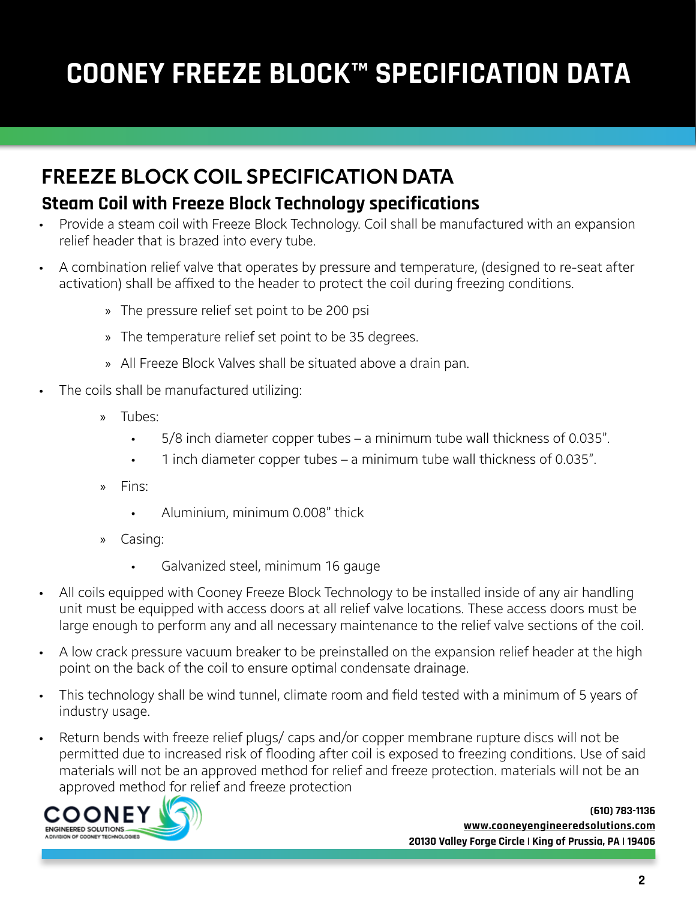# COONEY FREEZE BLOCK™ SPECIFICATION DATA

## FREEZE BLOCK COIL SPECIFICATION DATA

### Steam Coil with Freeze Block Technology specifications

- Provide a steam coil with Freeze Block Technology. Coil shall be manufactured with an expansion relief header that is brazed into every tube.
- A combination relief valve that operates by pressure and temperature, (designed to re-seat after activation) shall be affixed to the header to protect the coil during freezing conditions.
  - » The pressure relief set point to be 200 psi
  - » The temperature relief set point to be 35 degrees.
  - » All Freeze Block Valves shall be situated above a drain pan.
- The coils shall be manufactured utilizing:
  - » Tubes:
    - 5/8 inch diameter copper tubes – a minimum tube wall thickness of 0.035".
    - 1 inch diameter copper tubes – a minimum tube wall thickness of 0.035".
  - » Fins:
    - Aluminium, minimum 0.008" thick
  - » Casing:
    - Galvanized steel, minimum 16 gauge
- All coils equipped with Cooney Freeze Block Technology to be installed inside of any air handling unit must be equipped with access doors at all relief valve locations. These access doors must be large enough to perform any and all necessary maintenance to the relief valve sections of the coil.
- A low crack pressure vacuum breaker to be preinstalled on the expansion relief header at the high point on the back of the coil to ensure optimal condensate drainage.
- This technology shall be wind tunnel, climate room and field tested with a minimum of 5 years of industry usage.
- Return bends with freeze relief plugs/ caps and/or copper membrane rupture discs will not be permitted due to increased risk of flooding after coil is exposed to freezing conditions. Use of said materials will not be an approved method for relief and freeze protection. materials will not be an approved method for relief and freeze protection

COONEY ENGINEERED SOLUTIONS
A DIVISION OF COONEY TECHNOLOGIES

(610) 783-1136
www.cooneyengineeredsolutions.com
20130 Valley Forge Circle | King of Prussia, PA | 19406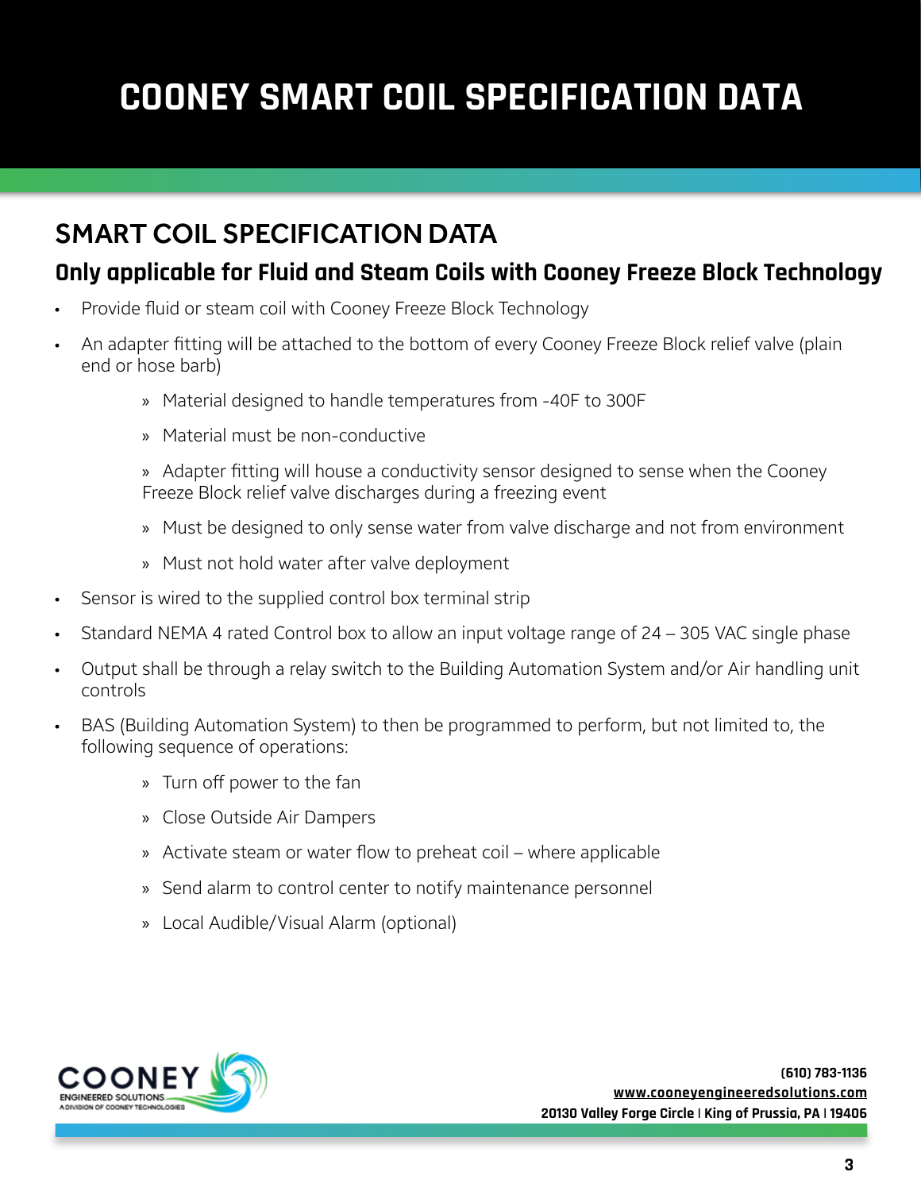# COONEY SMART COIL SPECIFICATION DATA

## SMART COIL SPECIFICATION DATA

### Only applicable for Fluid and Steam Coils with Cooney Freeze Block Technology

- Provide fluid or steam coil with Cooney Freeze Block Technology
- An adapter fitting will be attached to the bottom of every Cooney Freeze Block relief valve (plain end or hose barb)
  - » Material designed to handle temperatures from -40F to 300F
  - » Material must be non-conductive
  - » Adapter fitting will house a conductivity sensor designed to sense when the Cooney Freeze Block relief valve discharges during a freezing event
  - » Must be designed to only sense water from valve discharge and not from environment
  - » Must not hold water after valve deployment
- Sensor is wired to the supplied control box terminal strip
- Standard NEMA 4 rated Control box to allow an input voltage range of 24 – 305 VAC single phase
- Output shall be through a relay switch to the Building Automation System and/or Air handling unit controls
- BAS (Building Automation System) to then be programmed to perform, but not limited to, the following sequence of operations:
  - » Turn off power to the fan
  - » Close Outside Air Dampers
  - » Activate steam or water flow to preheat coil – where applicable
  - » Send alarm to control center to notify maintenance personnel
  - » Local Audible/Visual Alarm (optional)

COONEY ENGINEERED SOLUTIONS
A DIVISION OF COONEY TECHNOLOGIES

**(610) 783-1136**
**www.cooneyengineeredsolutions.com**
**20130 Valley Forge Circle | King of Prussia, PA | 19406**